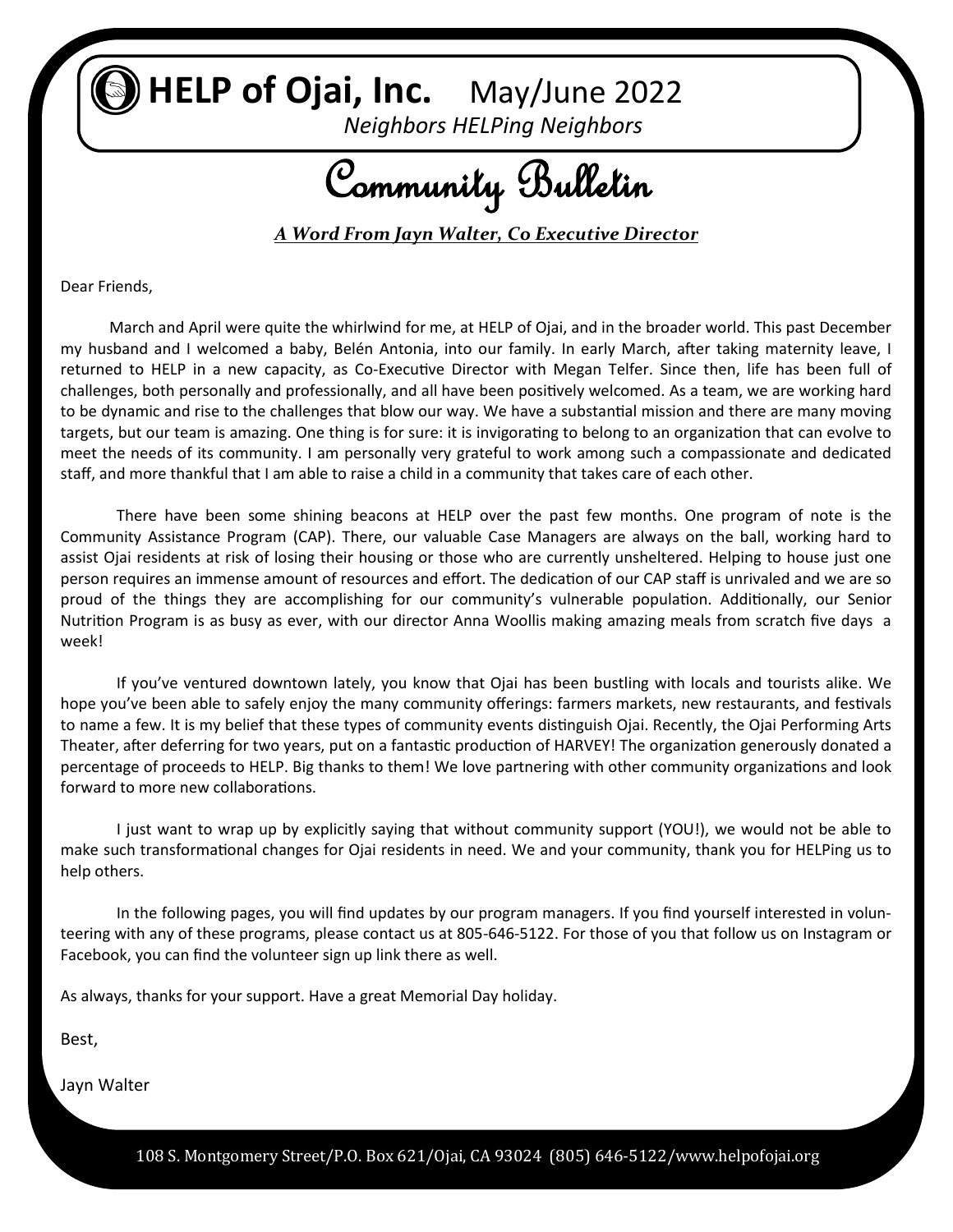# HELP of Ojai, Inc. May/June 2022

*Neighbors HELPing Neighbors*

# Community Bulletin

***A Word From Jayn Walter, Co Executive Director***

Dear Friends,

March and April were quite the whirlwind for me, at HELP of Ojai, and in the broader world. This past December my husband and I welcomed a baby, Belén Antonia, into our family. In early March, after taking maternity leave, I returned to HELP in a new capacity, as Co-Executive Director with Megan Telfer. Since then, life has been full of challenges, both personally and professionally, and all have been positively welcomed. As a team, we are working hard to be dynamic and rise to the challenges that blow our way. We have a substantial mission and there are many moving targets, but our team is amazing. One thing is for sure: it is invigorating to belong to an organization that can evolve to meet the needs of its community. I am personally very grateful to work among such a compassionate and dedicated staff, and more thankful that I am able to raise a child in a community that takes care of each other.

There have been some shining beacons at HELP over the past few months. One program of note is the Community Assistance Program (CAP). There, our valuable Case Managers are always on the ball, working hard to assist Ojai residents at risk of losing their housing or those who are currently unsheltered. Helping to house just one person requires an immense amount of resources and effort. The dedication of our CAP staff is unrivaled and we are so proud of the things they are accomplishing for our community's vulnerable population. Additionally, our Senior Nutrition Program is as busy as ever, with our director Anna Woollis making amazing meals from scratch five days a week!

If you've ventured downtown lately, you know that Ojai has been bustling with locals and tourists alike. We hope you've been able to safely enjoy the many community offerings: farmers markets, new restaurants, and festivals to name a few. It is my belief that these types of community events distinguish Ojai. Recently, the Ojai Performing Arts Theater, after deferring for two years, put on a fantastic production of HARVEY! The organization generously donated a percentage of proceeds to HELP. Big thanks to them! We love partnering with other community organizations and look forward to more new collaborations.

I just want to wrap up by explicitly saying that without community support (YOU!), we would not be able to make such transformational changes for Ojai residents in need. We and your community, thank you for HELPing us to help others.

In the following pages, you will find updates by our program managers. If you find yourself interested in volunteering with any of these programs, please contact us at 805-646-5122. For those of you that follow us on Instagram or Facebook, you can find the volunteer sign up link there as well.

As always, thanks for your support. Have a great Memorial Day holiday.

Best,

Jayn Walter

108 S. Montgomery Street/P.O. Box 621/Ojai, CA 93024 (805) 646-5122/www.helpofojai.org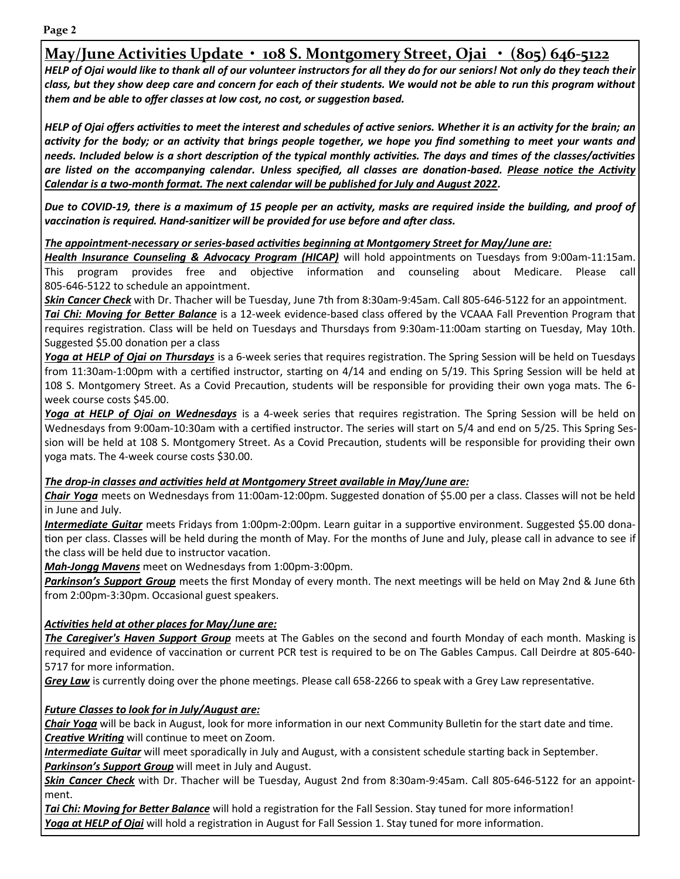## May/June Activities Update • 108 S. Montgomery Street, Ojai • (805) 646-5122

***HELP of Ojai would like to thank all of our volunteer instructors for all they do for our seniors! Not only do they teach their class, but they show deep care and concern for each of their students. We would not be able to run this program without them and be able to offer classes at low cost, no cost, or suggestion based.***

***HELP of Ojai offers activities to meet the interest and schedules of active seniors. Whether it is an activity for the brain; an activity for the body; or an activity that brings people together, we hope you find something to meet your wants and needs. Included below is a short description of the typical monthly activities. The days and times of the classes/activities are listed on the accompanying calendar. Unless specified, all classes are donation-based. <u>Please notice the Activity Calendar is a two-month format. The next calendar will be published for July and August 2022</u>.***

***Due to COVID-19, there is a maximum of 15 people per an activity, masks are required inside the building, and proof of vaccination is required. Hand-sanitizer will be provided for use before and after class.***

***<u>The appointment-necessary or series-based activities beginning at Montgomery Street for May/June are:</u>***

***<u>Health Insurance Counseling & Advocacy Program (HICAP)</u>*** will hold appointments on Tuesdays from 9:00am-11:15am. This program provides free and objective information and counseling about Medicare. Please call 805-646-5122 to schedule an appointment.

***<u>Skin Cancer Check</u>*** with Dr. Thacher will be Tuesday, June 7th from 8:30am-9:45am. Call 805-646-5122 for an appointment.

***<u>Tai Chi: Moving for Better Balance</u>*** is a 12-week evidence-based class offered by the VCAAA Fall Prevention Program that requires registration. Class will be held on Tuesdays and Thursdays from 9:30am-11:00am starting on Tuesday, May 10th. Suggested $5.00 donation per a class

***<u>Yoga at HELP of Ojai on Thursdays</u>*** is a 6-week series that requires registration. The Spring Session will be held on Tuesdays from 11:30am-1:00pm with a certified instructor, starting on 4/14 and ending on 5/19. This Spring Session will be held at 108 S. Montgomery Street. As a Covid Precaution, students will be responsible for providing their own yoga mats. The 6-week course costs $45.00.

***<u>Yoga at HELP of Ojai on Wednesdays</u>*** is a 4-week series that requires registration. The Spring Session will be held on Wednesdays from 9:00am-10:30am with a certified instructor. The series will start on 5/4 and end on 5/25. This Spring Session will be held at 108 S. Montgomery Street. As a Covid Precaution, students will be responsible for providing their own yoga mats. The 4-week course costs $30.00.

***<u>The drop-in classes and activities held at Montgomery Street available in May/June are:</u>***

***<u>Chair Yoga</u>*** meets on Wednesdays from 11:00am-12:00pm. Suggested donation of $5.00 per a class. Classes will not be held in June and July.

***<u>Intermediate Guitar</u>*** meets Fridays from 1:00pm-2:00pm. Learn guitar in a supportive environment. Suggested $5.00 donation per class. Classes will be held during the month of May. For the months of June and July, please call in advance to see if the class will be held due to instructor vacation.

***<u>Mah-Jongg Mavens</u>*** meet on Wednesdays from 1:00pm-3:00pm.

***<u>Parkinson's Support Group</u>*** meets the first Monday of every month. The next meetings will be held on May 2nd & June 6th from 2:00pm-3:30pm. Occasional guest speakers.

***<u>Activities held at other places for May/June are:</u>***

***<u>The Caregiver's Haven Support Group</u>*** meets at The Gables on the second and fourth Monday of each month. Masking is required and evidence of vaccination or current PCR test is required to be on The Gables Campus. Call Deirdre at 805-640-5717 for more information.

***<u>Grey Law</u>*** is currently doing over the phone meetings. Please call 658-2266 to speak with a Grey Law representative.

***<u>Future Classes to look for in July/August are:</u>***

***<u>Chair Yoga</u>*** will be back in August, look for more information in our next Community Bulletin for the start date and time.

***<u>Creative Writing</u>*** will continue to meet on Zoom.

***<u>Intermediate Guitar</u>*** will meet sporadically in July and August, with a consistent schedule starting back in September.

***<u>Parkinson's Support Group</u>*** will meet in July and August.

***<u>Skin Cancer Check</u>*** with Dr. Thacher will be Tuesday, August 2nd from 8:30am-9:45am. Call 805-646-5122 for an appointment.

***<u>Tai Chi: Moving for Better Balance</u>*** will hold a registration for the Fall Session. Stay tuned for more information!

***<u>Yoga at HELP of Ojai</u>*** will hold a registration in August for Fall Session 1. Stay tuned for more information.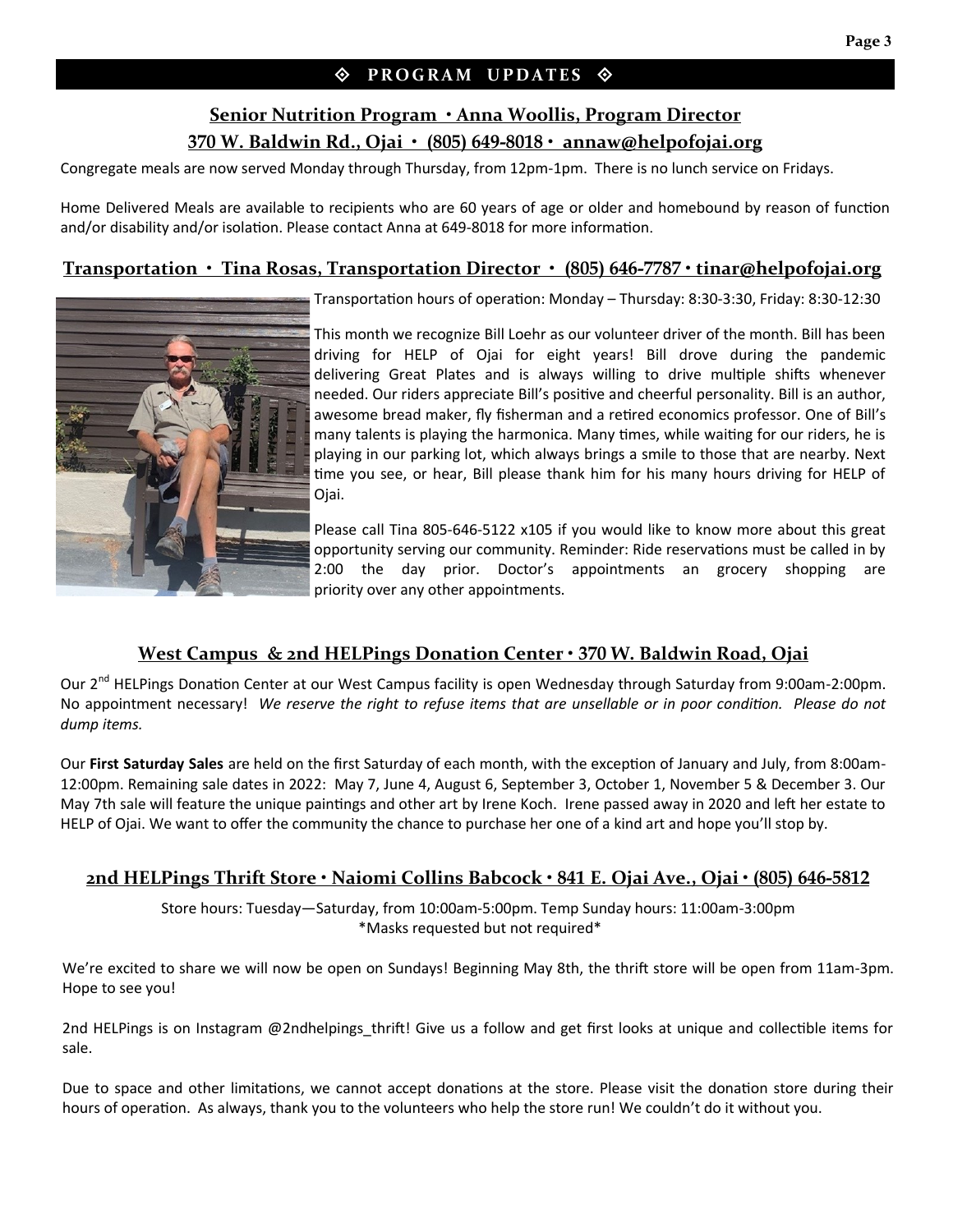## ◈ PROGRAM UPDATES ◈

### Senior Nutrition Program • Anna Woollis, Program Director
### 370 W. Baldwin Rd., Ojai • (805) 649-8018 • annaw@helpofojai.org

Congregate meals are now served Monday through Thursday, from 12pm-1pm. There is no lunch service on Fridays.

Home Delivered Meals are available to recipients who are 60 years of age or older and homebound by reason of function and/or disability and/or isolation. Please contact Anna at 649-8018 for more information.

### Transportation • Tina Rosas, Transportation Director • (805) 646-7787 • tinar@helpofojai.org

Transportation hours of operation: Monday – Thursday: 8:30-3:30, Friday: 8:30-12:30

This month we recognize Bill Loehr as our volunteer driver of the month. Bill has been driving for HELP of Ojai for eight years! Bill drove during the pandemic delivering Great Plates and is always willing to drive multiple shifts whenever needed. Our riders appreciate Bill's positive and cheerful personality. Bill is an author, awesome bread maker, fly fisherman and a retired economics professor. One of Bill's many talents is playing the harmonica. Many times, while waiting for our riders, he is playing in our parking lot, which always brings a smile to those that are nearby. Next time you see, or hear, Bill please thank him for his many hours driving for HELP of Ojai.

Please call Tina 805-646-5122 x105 if you would like to know more about this great opportunity serving our community. Reminder: Ride reservations must be called in by 2:00 the day prior. Doctor's appointments an grocery shopping are priority over any other appointments.

### West Campus & 2nd HELPings Donation Center • 370 W. Baldwin Road, Ojai

Our 2nd HELPings Donation Center at our West Campus facility is open Wednesday through Saturday from 9:00am-2:00pm. No appointment necessary! *We reserve the right to refuse items that are unsellable or in poor condition. Please do not dump items.*

Our **First Saturday Sales** are held on the first Saturday of each month, with the exception of January and July, from 8:00am-12:00pm. Remaining sale dates in 2022: May 7, June 4, August 6, September 3, October 1, November 5 & December 3. Our May 7th sale will feature the unique paintings and other art by Irene Koch. Irene passed away in 2020 and left her estate to HELP of Ojai. We want to offer the community the chance to purchase her one of a kind art and hope you'll stop by.

### 2nd HELPings Thrift Store • Naiomi Collins Babcock • 841 E. Ojai Ave., Ojai • (805) 646-5812

Store hours: Tuesday—Saturday, from 10:00am-5:00pm. Temp Sunday hours: 11:00am-3:00pm
*Masks requested but not required*

We're excited to share we will now be open on Sundays! Beginning May 8th, the thrift store will be open from 11am-3pm. Hope to see you!

2nd HELPings is on Instagram @2ndhelpings_thrift! Give us a follow and get first looks at unique and collectible items for sale.

Due to space and other limitations, we cannot accept donations at the store. Please visit the donation store during their hours of operation. As always, thank you to the volunteers who help the store run! We couldn't do it without you.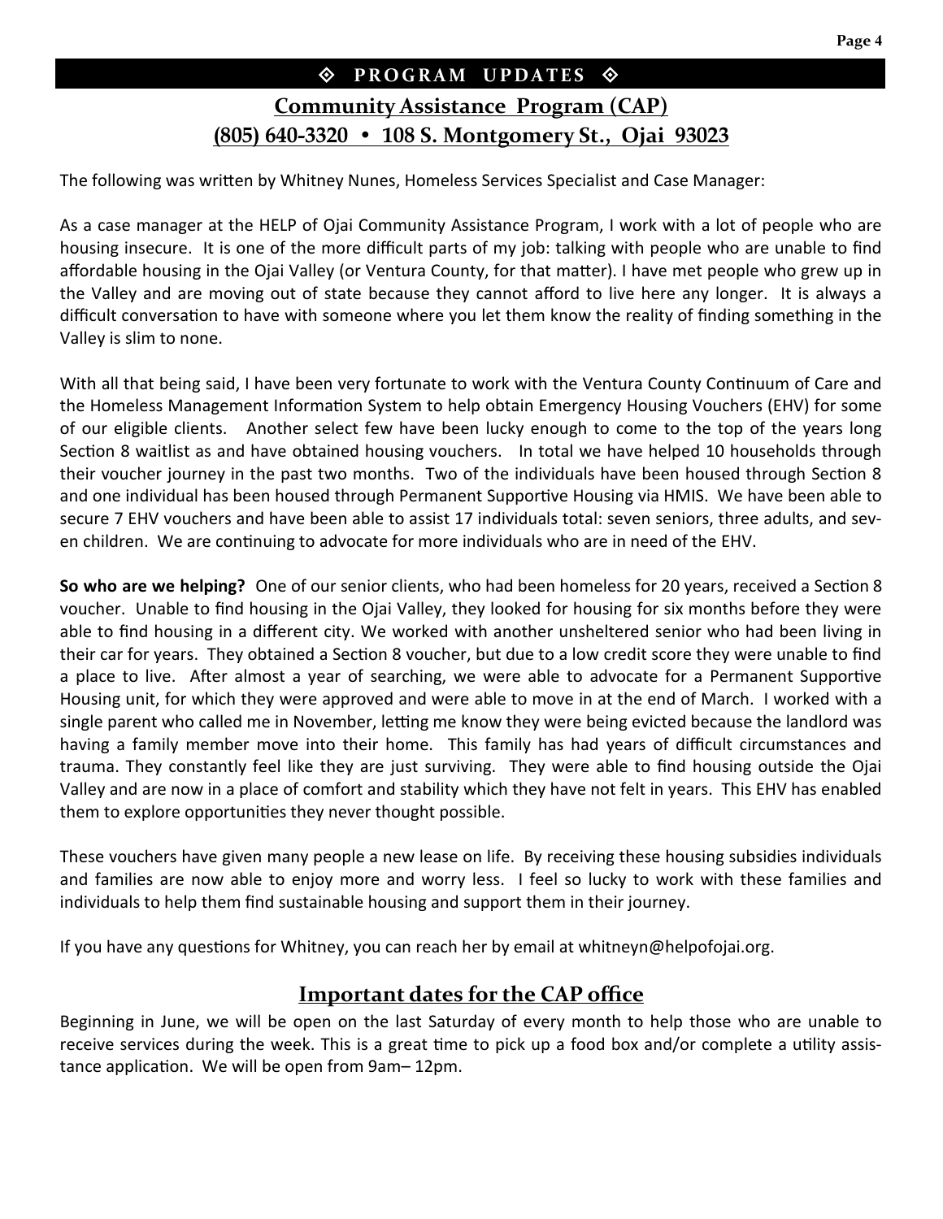## ◈ PROGRAM UPDATES ◈

### Community Assistance Program (CAP)
### (805) 640-3320 • 108 S. Montgomery St., Ojai 93023

The following was written by Whitney Nunes, Homeless Services Specialist and Case Manager:

As a case manager at the HELP of Ojai Community Assistance Program, I work with a lot of people who are housing insecure. It is one of the more difficult parts of my job: talking with people who are unable to find affordable housing in the Ojai Valley (or Ventura County, for that matter). I have met people who grew up in the Valley and are moving out of state because they cannot afford to live here any longer. It is always a difficult conversation to have with someone where you let them know the reality of finding something in the Valley is slim to none.

With all that being said, I have been very fortunate to work with the Ventura County Continuum of Care and the Homeless Management Information System to help obtain Emergency Housing Vouchers (EHV) for some of our eligible clients. Another select few have been lucky enough to come to the top of the years long Section 8 waitlist as and have obtained housing vouchers. In total we have helped 10 households through their voucher journey in the past two months. Two of the individuals have been housed through Section 8 and one individual has been housed through Permanent Supportive Housing via HMIS. We have been able to secure 7 EHV vouchers and have been able to assist 17 individuals total: seven seniors, three adults, and seven children. We are continuing to advocate for more individuals who are in need of the EHV.

**So who are we helping?** One of our senior clients, who had been homeless for 20 years, received a Section 8 voucher. Unable to find housing in the Ojai Valley, they looked for housing for six months before they were able to find housing in a different city. We worked with another unsheltered senior who had been living in their car for years. They obtained a Section 8 voucher, but due to a low credit score they were unable to find a place to live. After almost a year of searching, we were able to advocate for a Permanent Supportive Housing unit, for which they were approved and were able to move in at the end of March. I worked with a single parent who called me in November, letting me know they were being evicted because the landlord was having a family member move into their home. This family has had years of difficult circumstances and trauma. They constantly feel like they are just surviving. They were able to find housing outside the Ojai Valley and are now in a place of comfort and stability which they have not felt in years. This EHV has enabled them to explore opportunities they never thought possible.

These vouchers have given many people a new lease on life. By receiving these housing subsidies individuals and families are now able to enjoy more and worry less. I feel so lucky to work with these families and individuals to help them find sustainable housing and support them in their journey.

If you have any questions for Whitney, you can reach her by email at whitneyn@helpofojai.org.

### Important dates for the CAP office

Beginning in June, we will be open on the last Saturday of every month to help those who are unable to receive services during the week. This is a great time to pick up a food box and/or complete a utility assistance application. We will be open from 9am– 12pm.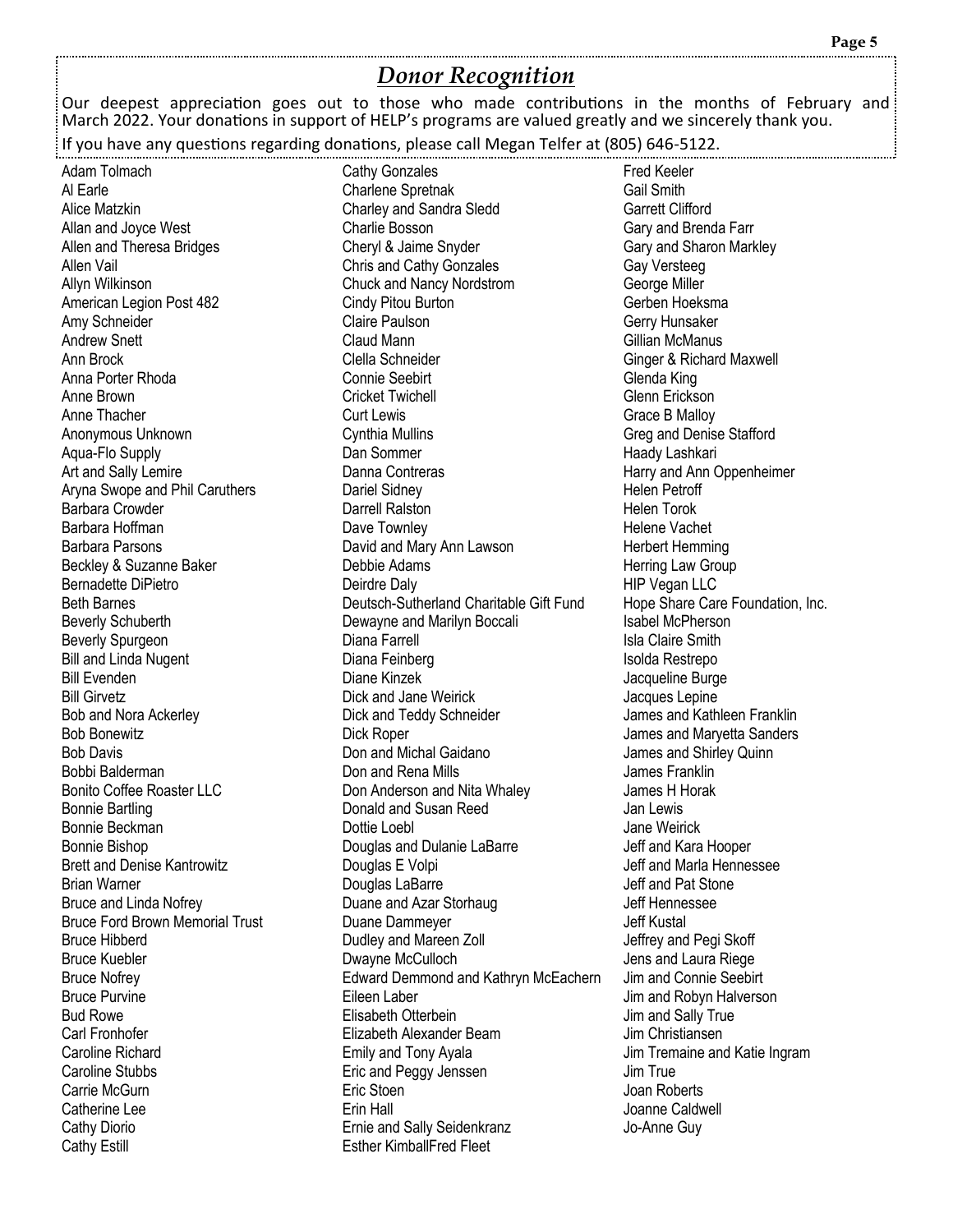## *Donor Recognition*

Our deepest appreciation goes out to those who made contributions in the months of February and March 2022. Your donations in support of HELP's programs are valued greatly and we sincerely thank you.

If you have any questions regarding donations, please call Megan Telfer at (805) 646-5122.

Adam Tolmach
Al Earle
Alice Matzkin
Allan and Joyce West
Allen and Theresa Bridges
Allen Vail
Allyn Wilkinson
American Legion Post 482
Amy Schneider
Andrew Snett
Ann Brock
Anna Porter Rhoda
Anne Brown
Anne Thacher
Anonymous Unknown
Aqua-Flo Supply
Art and Sally Lemire
Aryna Swope and Phil Caruthers
Barbara Crowder
Barbara Hoffman
Barbara Parsons
Beckley & Suzanne Baker
Bernadette DiPietro
Beth Barnes
Beverly Schuberth
Beverly Spurgeon
Bill and Linda Nugent
Bill Evenden
Bill Girvetz
Bob and Nora Ackerley
Bob Bonewitz
Bob Davis
Bobbi Balderman
Bonito Coffee Roaster LLC
Bonnie Bartling
Bonnie Beckman
Bonnie Bishop
Brett and Denise Kantrowitz
Brian Warner
Bruce and Linda Nofrey
Bruce Ford Brown Memorial Trust
Bruce Hibberd
Bruce Kuebler
Bruce Nofrey
Bruce Purvine
Bud Rowe
Carl Fronhofer
Caroline Richard
Caroline Stubbs
Carrie McGurn
Catherine Lee
Cathy Diorio
Cathy Estill
Cathy Gonzales
Charlene Spretnak
Charley and Sandra Sledd
Charlie Bosson
Cheryl & Jaime Snyder
Chris and Cathy Gonzales
Chuck and Nancy Nordstrom
Cindy Pitou Burton
Claire Paulson
Claud Mann
Clella Schneider
Connie Seebirt
Cricket Twichell
Curt Lewis
Cynthia Mullins
Dan Sommer
Danna Contreras
Dariel Sidney
Darrell Ralston
Dave Townley
David and Mary Ann Lawson
Debbie Adams
Deirdre Daly
Deutsch-Sutherland Charitable Gift Fund
Dewayne and Marilyn Boccali
Diana Farrell
Diana Feinberg
Diane Kinzek
Dick and Jane Weirick
Dick and Teddy Schneider
Dick Roper
Don and Michal Gaidano
Don and Rena Mills
Don Anderson and Nita Whaley
Donald and Susan Reed
Dottie Loebl
Douglas and Dulanie LaBarre
Douglas E Volpi
Douglas LaBarre
Duane and Azar Storhaug
Duane Dammeyer
Dudley and Mareen Zoll
Dwayne McCulloch
Edward Demmond and Kathryn McEachern
Eileen Laber
Elisabeth Otterbein
Elizabeth Alexander Beam
Emily and Tony Ayala
Eric and Peggy Jenssen
Eric Stoen
Erin Hall
Ernie and Sally Seidenkranz
Esther KimballFred Fleet
Fred Keeler
Gail Smith
Garrett Clifford
Gary and Brenda Farr
Gary and Sharon Markley
Gay Versteeg
George Miller
Gerben Hoeksma
Gerry Hunsaker
Gillian McManus
Ginger & Richard Maxwell
Glenda King
Glenn Erickson
Grace B Malloy
Greg and Denise Stafford
Haady Lashkari
Harry and Ann Oppenheimer
Helen Petroff
Helen Torok
Helene Vachet
Herbert Hemming
Herring Law Group
HIP Vegan LLC
Hope Share Care Foundation, Inc.
Isabel McPherson
Isla Claire Smith
Isolda Restrepo
Jacqueline Burge
Jacques Lepine
James and Kathleen Franklin
James and Maryetta Sanders
James and Shirley Quinn
James Franklin
James H Horak
Jan Lewis
Jane Weirick
Jeff and Kara Hooper
Jeff and Marla Hennessee
Jeff and Pat Stone
Jeff Hennessee
Jeff Kustal
Jeffrey and Pegi Skoff
Jens and Laura Riege
Jim and Connie Seebirt
Jim and Robyn Halverson
Jim and Sally True
Jim Christiansen
Jim Tremaine and Katie Ingram
Jim True
Joan Roberts
Joanne Caldwell
Jo-Anne Guy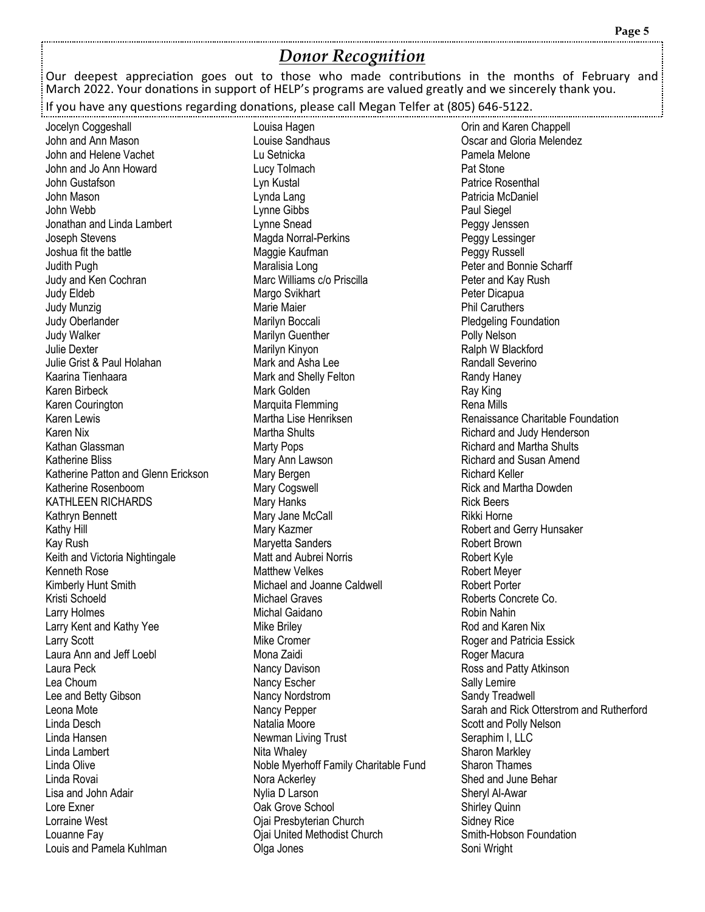## *Donor Recognition*

Our deepest appreciation goes out to those who made contributions in the months of February and March 2022. Your donations in support of HELP's programs are valued greatly and we sincerely thank you.

If you have any questions regarding donations, please call Megan Telfer at (805) 646-5122.

Jocelyn Coggeshall
John and Ann Mason
John and Helene Vachet
John and Jo Ann Howard
John Gustafson
John Mason
John Webb
Jonathan and Linda Lambert
Joseph Stevens
Joshua fit the battle
Judith Pugh
Judy and Ken Cochran
Judy Eldeb
Judy Munzig
Judy Oberlander
Judy Walker
Julie Dexter
Julie Grist & Paul Holahan
Kaarina Tienhaara
Karen Birbeck
Karen Courington
Karen Lewis
Karen Nix
Kathan Glassman
Katherine Bliss
Katherine Patton and Glenn Erickson
Katherine Rosenboom
KATHLEEN RICHARDS
Kathryn Bennett
Kathy Hill
Kay Rush
Keith and Victoria Nightingale
Kenneth Rose
Kimberly Hunt Smith
Kristi Schoeld
Larry Holmes
Larry Kent and Kathy Yee
Larry Scott
Laura Ann and Jeff Loebl
Laura Peck
Lea Choum
Lee and Betty Gibson
Leona Mote
Linda Desch
Linda Hansen
Linda Lambert
Linda Olive
Linda Rovai
Lisa and John Adair
Lore Exner
Lorraine West
Louanne Fay
Louis and Pamela Kuhlman
Louisa Hagen
Louise Sandhaus
Lu Setnicka
Lucy Tolmach
Lyn Kustal
Lynda Lang
Lynne Gibbs
Lynne Snead
Magda Norral-Perkins
Maggie Kaufman
Maralisia Long
Marc Williams c/o Priscilla
Margo Svikhart
Marie Maier
Marilyn Boccali
Marilyn Guenther
Marilyn Kinyon
Mark and Asha Lee
Mark and Shelly Felton
Mark Golden
Marquita Flemming
Martha Lise Henriksen
Martha Shults
Marty Pops
Mary Ann Lawson
Mary Bergen
Mary Cogswell
Mary Hanks
Mary Jane McCall
Mary Kazmer
Maryetta Sanders
Matt and Aubrei Norris
Matthew Velkes
Michael and Joanne Caldwell
Michael Graves
Michal Gaidano
Mike Briley
Mike Cromer
Mona Zaidi
Nancy Davison
Nancy Escher
Nancy Nordstrom
Nancy Pepper
Natalia Moore
Newman Living Trust
Nita Whaley
Noble Myerhoff Family Charitable Fund
Nora Ackerley
Nylia D Larson
Oak Grove School
Ojai Presbyterian Church
Ojai United Methodist Church
Olga Jones
Orin and Karen Chappell
Oscar and Gloria Melendez
Pamela Melone
Pat Stone
Patrice Rosenthal
Patricia McDaniel
Paul Siegel
Peggy Jenssen
Peggy Lessinger
Peggy Russell
Peter and Bonnie Scharff
Peter and Kay Rush
Peter Dicapua
Phil Caruthers
Pledgeling Foundation
Polly Nelson
Ralph W Blackford
Randall Severino
Randy Haney
Ray King
Rena Mills
Renaissance Charitable Foundation
Richard and Judy Henderson
Richard and Martha Shults
Richard and Susan Amend
Richard Keller
Rick and Martha Dowden
Rick Beers
Rikki Horne
Robert and Gerry Hunsaker
Robert Brown
Robert Kyle
Robert Meyer
Robert Porter
Roberts Concrete Co.
Robin Nahin
Rod and Karen Nix
Roger and Patricia Essick
Roger Macura
Ross and Patty Atkinson
Sally Lemire
Sandy Treadwell
Sarah and Rick Otterstrom and Rutherford
Scott and Polly Nelson
Seraphim I, LLC
Sharon Markley
Sharon Thames
Shed and June Behar
Sheryl Al-Awar
Shirley Quinn
Sidney Rice
Smith-Hobson Foundation
Soni Wright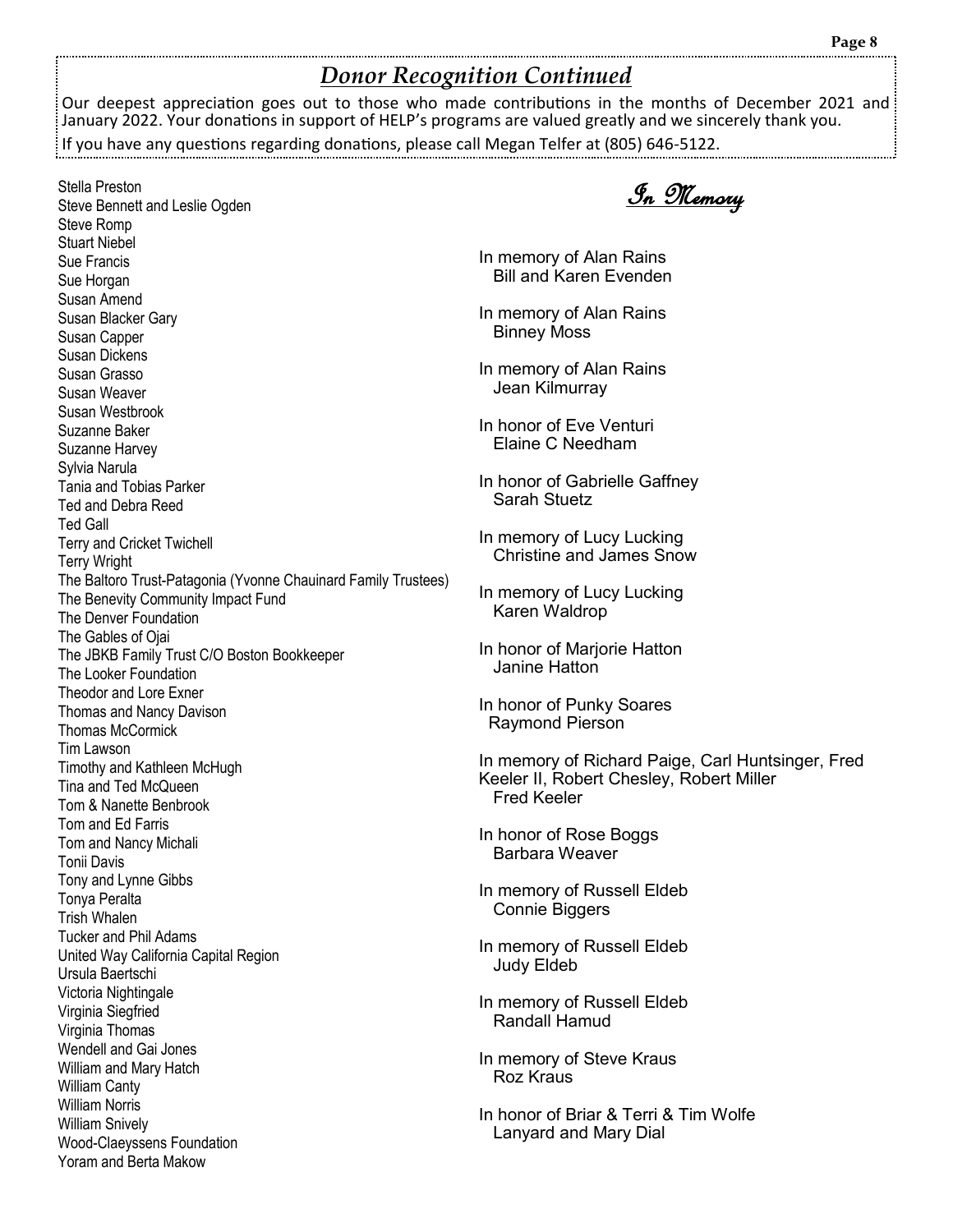## *Donor Recognition Continued*

Our deepest appreciation goes out to those who made contributions in the months of December 2021 and January 2022. Your donations in support of HELP's programs are valued greatly and we sincerely thank you.

If you have any questions regarding donations, please call Megan Telfer at (805) 646-5122.

Stella Preston
Steve Bennett and Leslie Ogden
Steve Romp
Stuart Niebel
Sue Francis
Sue Horgan
Susan Amend
Susan Blacker Gary
Susan Capper
Susan Dickens
Susan Grasso
Susan Weaver
Susan Westbrook
Suzanne Baker
Suzanne Harvey
Sylvia Narula
Tania and Tobias Parker
Ted and Debra Reed
Ted Gall
Terry and Cricket Twichell
Terry Wright
The Baltoro Trust-Patagonia (Yvonne Chauinard Family Trustees)
The Benevity Community Impact Fund
The Denver Foundation
The Gables of Ojai
The JBKB Family Trust C/O Boston Bookkeeper
The Looker Foundation
Theodor and Lore Exner
Thomas and Nancy Davison
Thomas McCormick
Tim Lawson
Timothy and Kathleen McHugh
Tina and Ted McQueen
Tom & Nanette Benbrook
Tom and Ed Farris
Tom and Nancy Michali
Tonii Davis
Tony and Lynne Gibbs
Tonya Peralta
Trish Whalen
Tucker and Phil Adams
United Way California Capital Region
Ursula Baertschi
Victoria Nightingale
Virginia Siegfried
Virginia Thomas
Wendell and Gai Jones
William and Mary Hatch
William Canty
William Norris
William Snively
Wood-Claeyssens Foundation
Yoram and Berta Makow

## In Memory

In memory of Alan Rains
Bill and Karen Evenden

In memory of Alan Rains
Binney Moss

In memory of Alan Rains
Jean Kilmurray

In honor of Eve Venturi
Elaine C Needham

In honor of Gabrielle Gaffney
Sarah Stuetz

In memory of Lucy Lucking
Christine and James Snow

In memory of Lucy Lucking
Karen Waldrop

In honor of Marjorie Hatton
Janine Hatton

In honor of Punky Soares
Raymond Pierson

In memory of Richard Paige, Carl Huntsinger, Fred Keeler II, Robert Chesley, Robert Miller
Fred Keeler

In honor of Rose Boggs
Barbara Weaver

In memory of Russell Eldeb
Connie Biggers

In memory of Russell Eldeb
Judy Eldeb

In memory of Russell Eldeb
Randall Hamud

In memory of Steve Kraus
Roz Kraus

In honor of Briar & Terri & Tim Wolfe
Lanyard and Mary Dial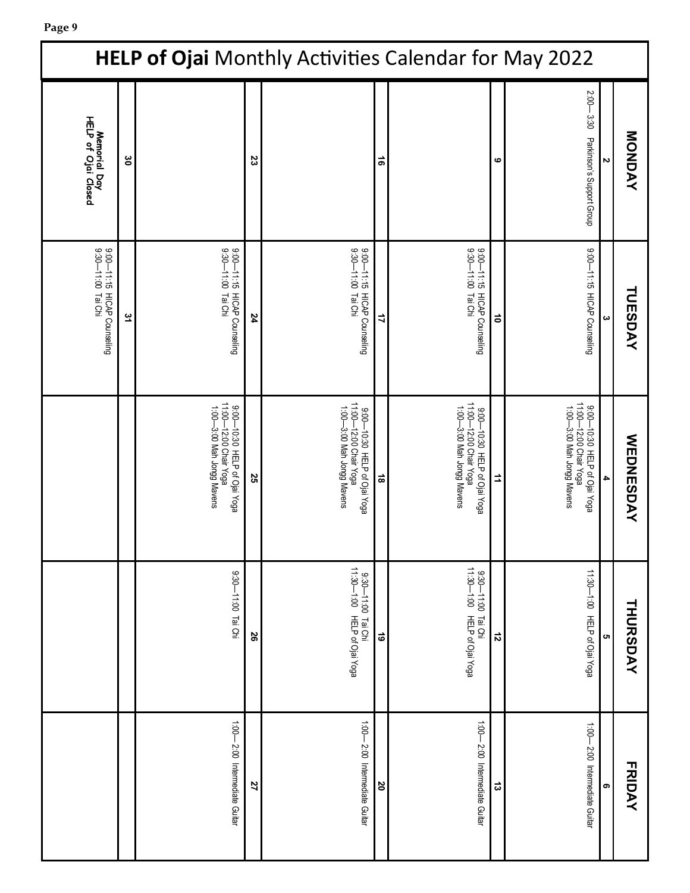# **HELP of Ojai** Monthly Activities Calendar for May 2022

| MONDAY | TUESDAY | WEDNESDAY | THURSDAY | FRIDAY |
|---|---|---|---|---|
| **2** | **3** | **4** | **5** | **6** |
| 2:00—3:30 Parkinson's Support Group | 9:00—11:15 HICAP Counseling | 9:00—10:30 HELP of Ojai Yoga<br>11:00—12:00 Chair Yoga<br>1:00—3:00 Mah Jongg Mavens | 11:30—1:00 HELP of Ojai Yoga | 1:00— 2:00 Intermediate Guitar |
| **9** | **10** | **11** | **12** | **13** |
| | 9:00—11:15 HICAP Counseling<br>9:30—11:00 Tai Chi | 9:00—10:30 HELP of Ojai Yoga<br>11:00—12:00 Chair Yoga<br>1:00—3:00 Mah Jongg Mavens | 9:30—11:00 Tai Chi<br>11:30—1:00 HELP of Ojai Yoga | 1:00— 2:00 Intermediate Guitar |
| **16** | **17** | **18** | **19** | **20** |
| | 9:00—11:15 HICAP Counseling<br>9:30—11:00 Tai Chi | 9:00—10:30 HELP of Ojai Yoga<br>11:00—12:00 Chair Yoga<br>1:00—3:00 Mah Jongg Mavens | 9:30—11:00 Tai Chi<br>11:30—1:00 HELP of Ojai Yoga | 1:00— 2:00 Intermediate Guitar |
| **23** | **24** | **25** | **26** | **27** |
| | 9:00—11:15 HICAP Counseling<br>9:30—11:00 Tai Chi | 9:00—10:30 HELP of Ojai Yoga<br>11:00—12:00 Chair Yoga<br>1:00—3:00 Mah Jongg Mavens | 9:30—11:00 Tai Chi | 1:00— 2:00 Intermediate Guitar |
| **30** | **31** | | | |
| Memorial Day<br>HELP of Ojai Closed | 9:00—11:15 HICAP Counseling<br>9:30—11:00 Tai Chi | | | |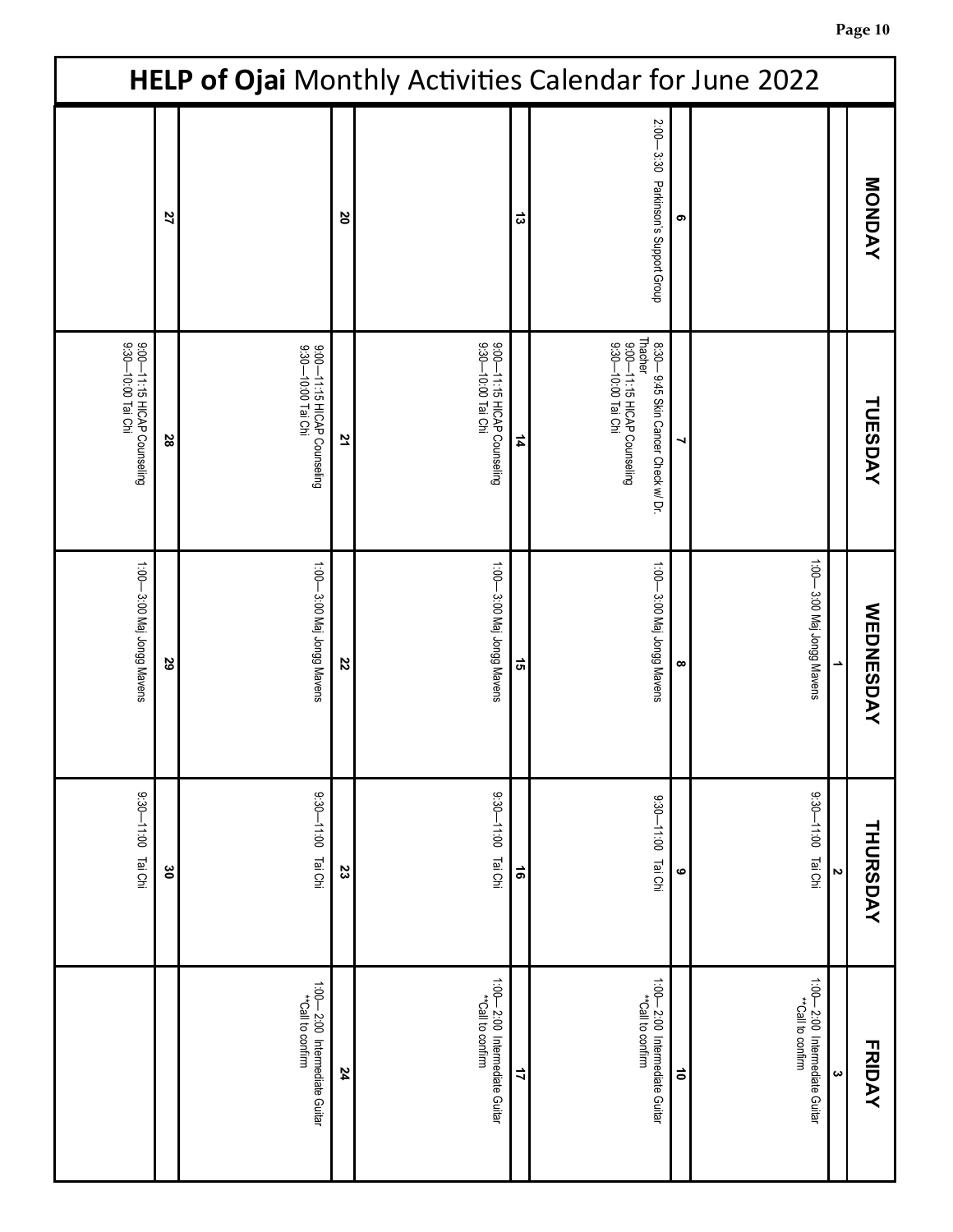# **HELP of Ojai** Monthly Activities Calendar for June 2022

| MONDAY | TUESDAY | WEDNESDAY | THURSDAY | FRIDAY |
|---|---|---|---|---|
| | | **1**<br>1:00— 3:00 Maj Jongg Mavens | **2**<br>9:30—11:00 Tai Chi | **3**<br>1:00— 2:00 Intermediate Guitar<br>**Call to confirm |
| **6**<br>2:00— 3:30 Parkinson's Support Group | **7**<br>8:30— 9:45 Skin Cancer Check w/ Dr. Thacher<br>9:00—11:15 HICAP Counseling<br>9:30—10:00 Tai Chi | **8**<br>1:00— 3:00 Maj Jongg Mavens | **9**<br>9:30—11:00 Tai Chi | **10**<br>1:00— 2:00 Intermediate Guitar<br>**Call to confirm |
| **13** | **14**<br>9:00—11:15 HICAP Counseling<br>9:30—10:00 Tai Chi | **15**<br>1:00— 3:00 Maj Jongg Mavens | **16**<br>9:30—11:00 Tai Chi | **17**<br>1:00— 2:00 Intermediate Guitar<br>**Call to confirm |
| **20** | **21**<br>9:00—11:15 HICAP Counseling<br>9:30—10:00 Tai Chi | **22**<br>1:00— 3:00 Maj Jongg Mavens | **23**<br>9:30—11:00 Tai Chi | **24**<br>1:00— 2:00 Intermediate Guitar<br>**Call to confirm |
| **27** | **28**<br>9:00—11:15 HICAP Counseling<br>9:30—10:00 Tai Chi | **29**<br>1:00— 3:00 Maj Jongg Mavens | **30**<br>9:30—11:00 Tai Chi | |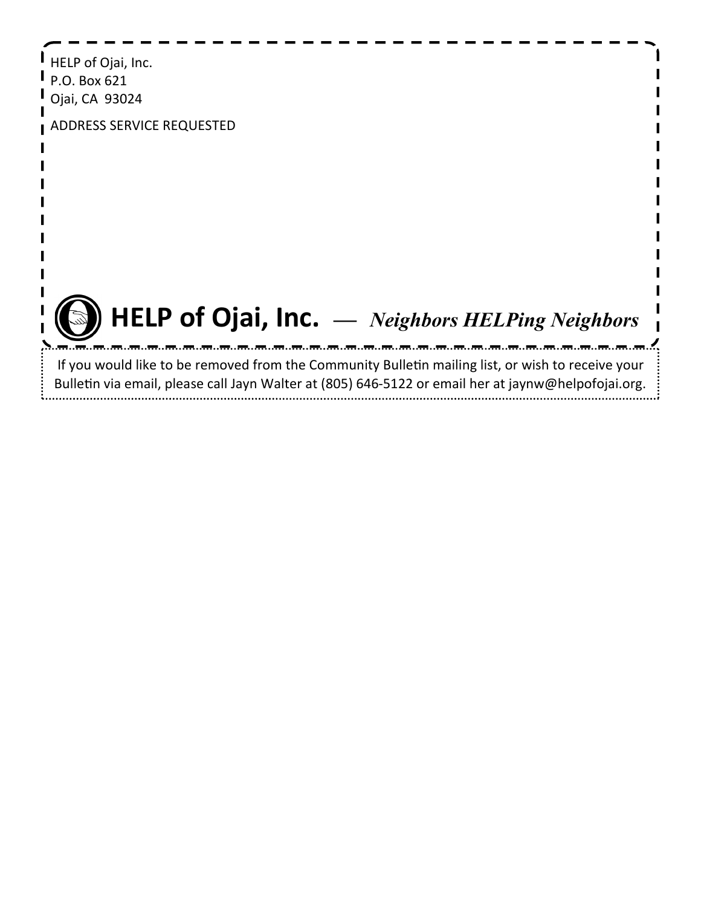HELP of Ojai, Inc.
P.O. Box 621
Ojai, CA 93024

ADDRESS SERVICE REQUESTED

**HELP of Ojai, Inc.** — ***Neighbors HELPing Neighbors***

If you would like to be removed from the Community Bulletin mailing list, or wish to receive your Bulletin via email, please call Jayn Walter at (805) 646-5122 or email her at jaynw@helpofojai.org.